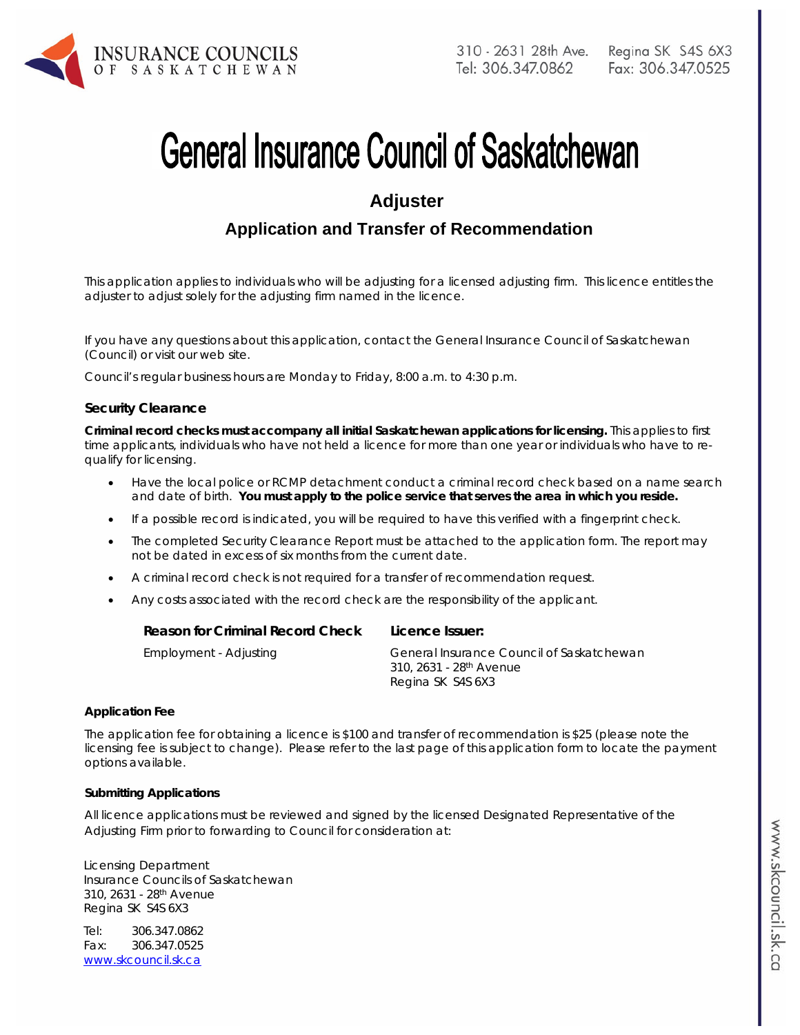INSURANCE COUNCILS OF SASKATCHEWAN

310 - 2631 28th Ave. Regina SK S4S 6X3
Tel: 306.347.0862 Fax: 306.347.0525

# General Insurance Council of Saskatchewan

## Adjuster

## Application and Transfer of Recommendation

This application applies to individuals who will be adjusting for a licensed adjusting firm. This licence entitles the adjuster to adjust solely for the adjusting firm named in the licence.

If you have any questions about this application, contact the General Insurance Council of Saskatchewan (Council) or visit our web site.

Council's regular business hours are Monday to Friday, 8:00 a.m. to 4:30 p.m.

### Security Clearance

**Criminal record checks must accompany all initial Saskatchewan applications for licensing.** This applies to first time applicants, individuals who have not held a licence for more than one year or individuals who have to re-qualify for licensing.

- Have the local police or RCMP detachment conduct a criminal record check based on a name search and date of birth. **You must apply to the police service that serves the area in which you reside.**
- If a possible record is indicated, you will be required to have this verified with a fingerprint check.
- The completed Security Clearance Report must be attached to the application form. The report may not be dated in excess of six months from the current date.
- A criminal record check is not required for a transfer of recommendation request.
- Any costs associated with the record check are the responsibility of the applicant.

| **Reason for Criminal Record Check** | **Licence Issuer:** |
|---|---|
| Employment - Adjusting | General Insurance Council of Saskatchewan<br>310, 2631 - 28th Avenue<br>Regina SK S4S 6X3 |

#### Application Fee

The application fee for obtaining a licence is $100 and transfer of recommendation is $25 (please note the licensing fee is subject to change). Please refer to the last page of this application form to locate the payment options available.

#### Submitting Applications

All licence applications must be reviewed and signed by the licensed Designated Representative of the Adjusting Firm prior to forwarding to Council for consideration at:

Licensing Department
Insurance Councils of Saskatchewan
310, 2631 - 28th Avenue
Regina SK S4S 6X3

Tel: 306.347.0862
Fax: 306.347.0525
www.skcouncil.sk.ca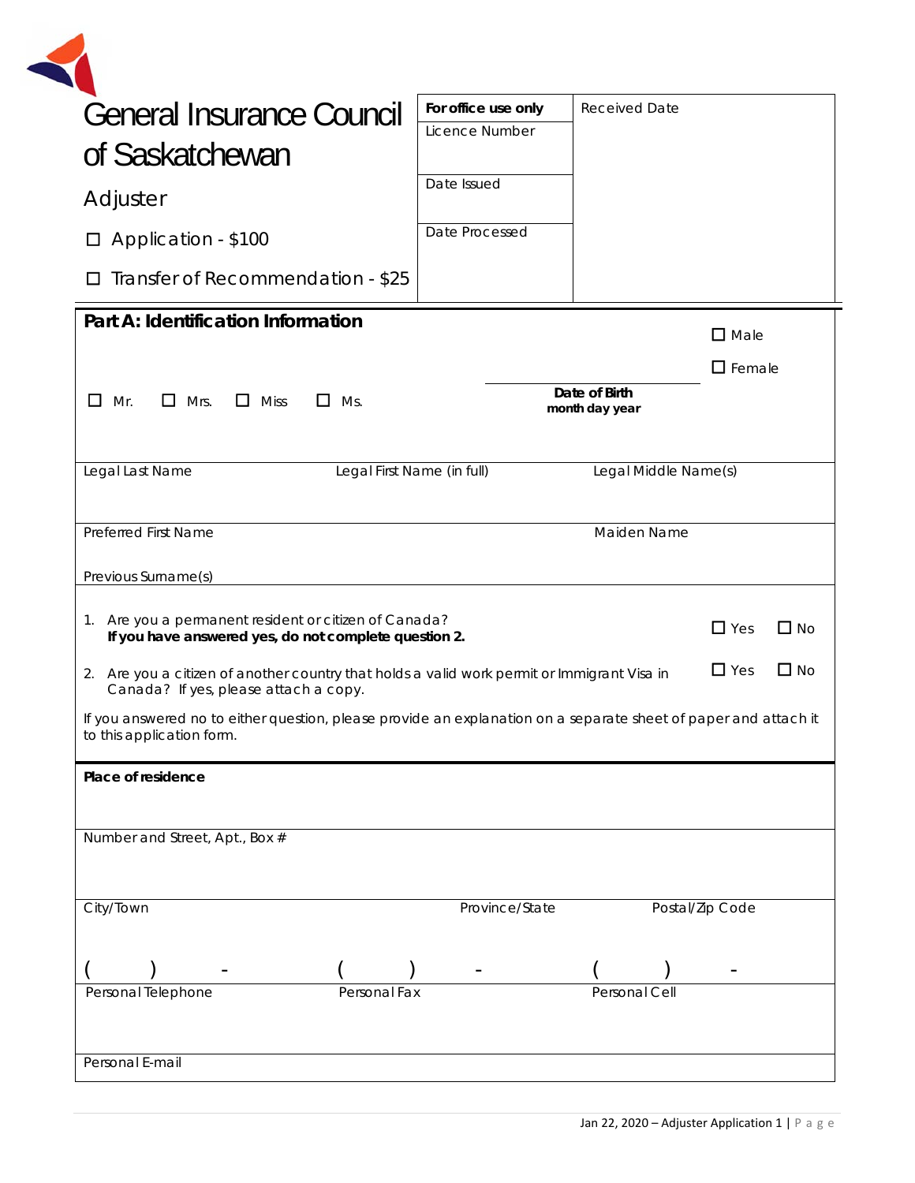# General Insurance Council of Saskatchewan

## Adjuster

☐ Application - $100

☐ Transfer of Recommendation - $25

| For office use only | Received Date |
|---|---|
| Licence Number | |
| Date Issued | |
| Date Processed | |

## Part A: Identification Information

☐ Mr. ☐ Mrs. ☐ Miss ☐ Ms.

Date of Birth
month day year

☐ Male

☐ Female

| Legal Last Name | Legal First Name (in full) | Legal Middle Name(s) |
|---|---|---|
| | | |

| Preferred First Name | Maiden Name |
|---|---|
| Previous Surname(s) | |

1. Are you a permanent resident or citizen of Canada? ☐ Yes ☐ No
   **If you have answered yes, do not complete question 2.**
2. Are you a citizen of another country that holds a valid work permit or Immigrant Visa in Canada? If yes, please attach a copy. ☐ Yes ☐ No

If you answered no to either question, please provide an explanation on a separate sheet of paper and attach it to this application form.

**Place of residence**

Number and Street, Apt., Box #

| City/Town | Province/State | Postal/Zip Code |
|---|---|---|
| | | |

| ( ) - | ( ) - | ( ) - |
|---|---|---|
| Personal Telephone | Personal Fax | Personal Cell |

Personal E-mail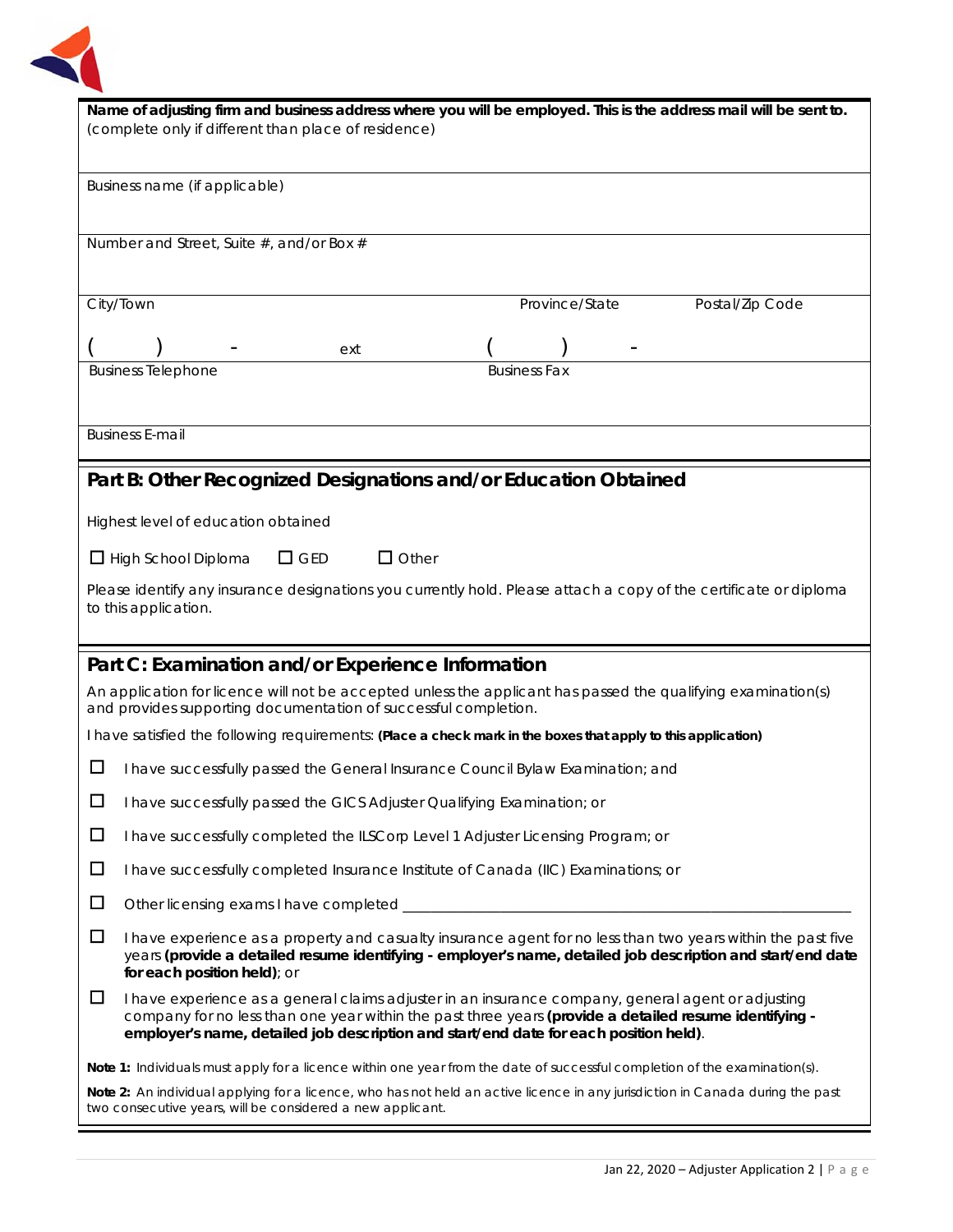**Name of adjusting firm and business address where you will be employed. This is the address mail will be sent to.** (complete only if different than place of residence)

Business name (if applicable)

Number and Street, Suite #, and/or Box #

City/Town | Province/State | Postal/Zip Code

( ) - ext ( ) -

Business Telephone | Business Fax

Business E-mail

## Part B: Other Recognized Designations and/or Education Obtained

Highest level of education obtained

☐ High School Diploma ☐ GED ☐ Other

Please identify any insurance designations you currently hold. Please attach a copy of the certificate or diploma to this application.

## Part C: Examination and/or Experience Information

An application for licence will not be accepted unless the applicant has passed the qualifying examination(s) and provides supporting documentation of successful completion.

I have satisfied the following requirements: **(Place a check mark in the boxes that apply to this application)**

☐ I have successfully passed the General Insurance Council Bylaw Examination; and

☐ I have successfully passed the GICS Adjuster Qualifying Examination; or

☐ I have successfully completed the ILSCorp Level 1 Adjuster Licensing Program; or

☐ I have successfully completed Insurance Institute of Canada (IIC) Examinations; or

☐ Other licensing exams I have completed ______________________________

☐ I have experience as a property and casualty insurance agent for no less than two years within the past five years **(provide a detailed resume identifying - employer's name, detailed job description and start/end date for each position held)**; or

☐ I have experience as a general claims adjuster in an insurance company, general agent or adjusting company for no less than one year within the past three years **(provide a detailed resume identifying - employer's name, detailed job description and start/end date for each position held)**.

**Note 1:** Individuals must apply for a licence within one year from the date of successful completion of the examination(s).

**Note 2:** An individual applying for a licence, who has not held an active licence in any jurisdiction in Canada during the past two consecutive years, will be considered a new applicant.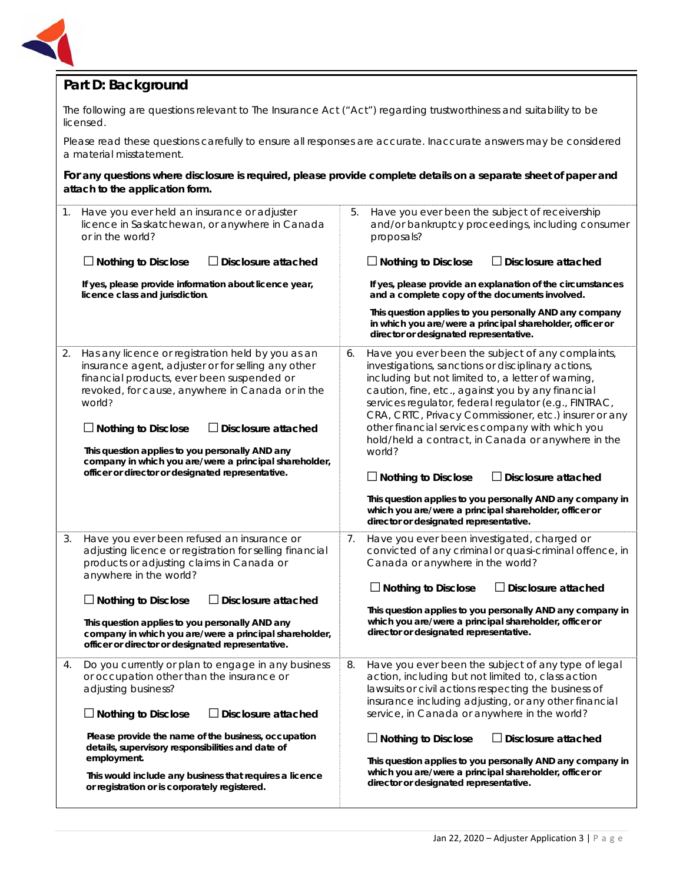## Part D: Background

The following are questions relevant to The Insurance Act ("Act") regarding trustworthiness and suitability to be licensed.

Please read these questions carefully to ensure all responses are accurate. Inaccurate answers may be considered a material misstatement.

**For any questions where disclosure is required, please provide complete details on a separate sheet of paper and attach to the application form.**

1. Have you ever held an insurance or adjuster licence in Saskatchewan, or anywhere in Canada or in the world?

   ☐ **Nothing to Disclose** ☐ **Disclosure attached**

   **If yes, please provide information about licence year, licence class and jurisdiction.**

2. Has any licence or registration held by you as an insurance agent, adjuster or for selling any other financial products, ever been suspended or revoked, for cause, anywhere in Canada or in the world?

   ☐ **Nothing to Disclose** ☐ **Disclosure attached**

   **This question applies to you personally AND any company in which you are/were a principal shareholder, officer or director or designated representative.**

3. Have you ever been refused an insurance or adjusting licence or registration for selling financial products or adjusting claims in Canada or anywhere in the world?

   ☐ **Nothing to Disclose** ☐ **Disclosure attached**

   **This question applies to you personally AND any company in which you are/were a principal shareholder, officer or director or designated representative.**

4. Do you currently or plan to engage in any business or occupation other than the insurance or adjusting business?

   ☐ **Nothing to Disclose** ☐ **Disclosure attached**

   **Please provide the name of the business, occupation details, supervisory responsibilities and date of employment.**

   **This would include any business that requires a licence or registration or is corporately registered.**

5. Have you ever been the subject of receivership and/or bankruptcy proceedings, including consumer proposals?

   ☐ **Nothing to Disclose** ☐ **Disclosure attached**

   **If yes, please provide an explanation of the circumstances and a complete copy of the documents involved.**

   **This question applies to you personally AND any company in which you are/were a principal shareholder, officer or director or designated representative.**

6. Have you ever been the subject of any complaints, investigations, sanctions or disciplinary actions, including but not limited to, a letter of warning, caution, fine, etc., against you by any financial services regulator, federal regulator (e.g., FINTRAC, CRA, CRTC, Privacy Commissioner, etc.) insurer or any other financial services company with which you hold/held a contract, in Canada or anywhere in the world?

   ☐ **Nothing to Disclose** ☐ **Disclosure attached**

   **This question applies to you personally AND any company in which you are/were a principal shareholder, officer or director or designated representative.**

7. Have you ever been investigated, charged or convicted of any criminal or quasi-criminal offence, in Canada or anywhere in the world?

   ☐ **Nothing to Disclose** ☐ **Disclosure attached**

   **This question applies to you personally AND any company in which you are/were a principal shareholder, officer or director or designated representative.**

8. Have you ever been the subject of any type of legal action, including but not limited to, class action lawsuits or civil actions respecting the business of insurance including adjusting, or any other financial service, in Canada or anywhere in the world?

   ☐ **Nothing to Disclose** ☐ **Disclosure attached**

   **This question applies to you personally AND any company in which you are/were a principal shareholder, officer or director or designated representative.**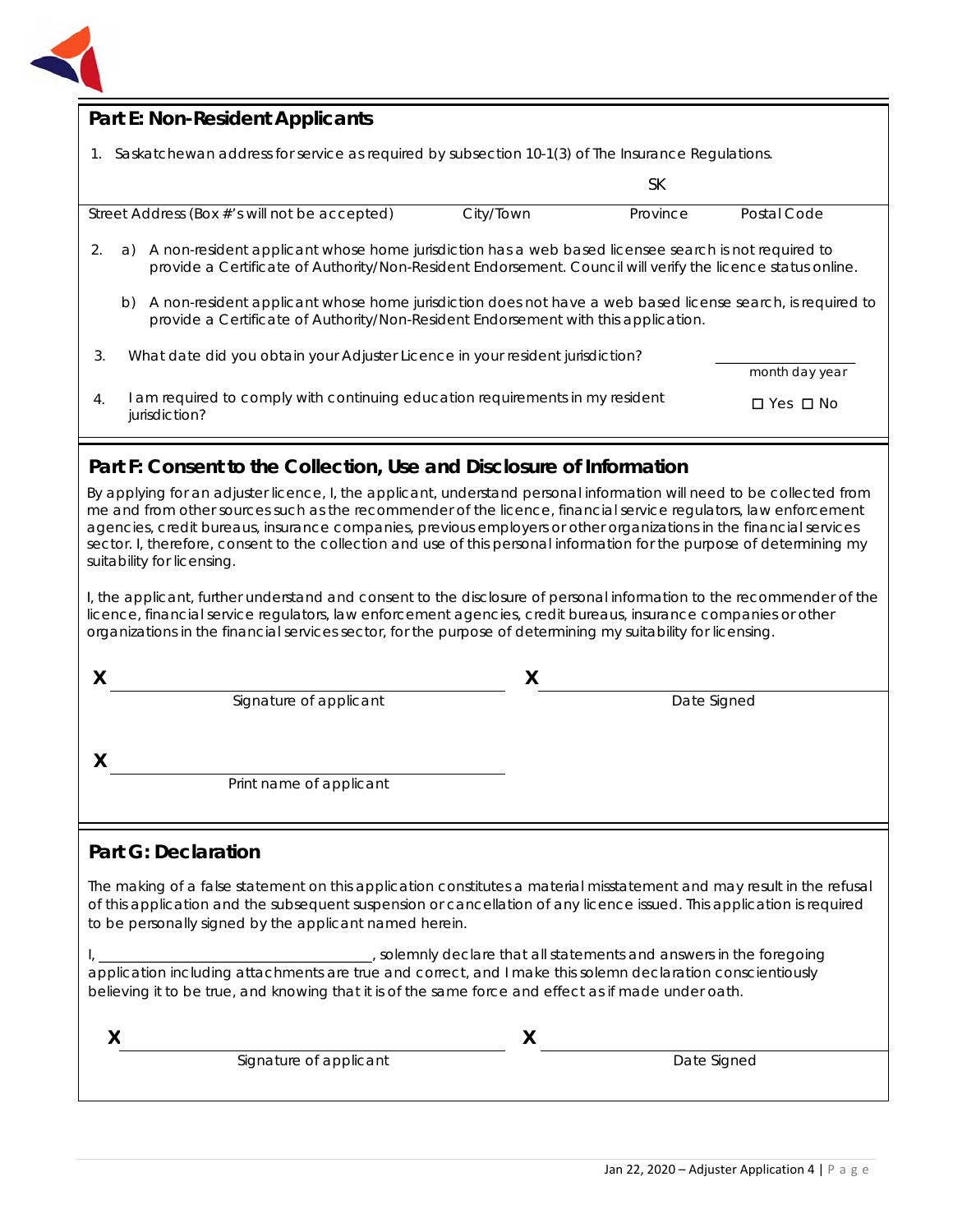## Part E: Non-Resident Applicants

1. Saskatchewan address for service as required by subsection 10-1(3) of The Insurance Regulations.

| Street Address (Box #'s will not be accepted) | City/Town | Province | Postal Code |
|---|---|---|---|
| | | SK | |

2. a) A non-resident applicant whose home jurisdiction has a web based licensee search is not required to provide a Certificate of Authority/Non-Resident Endorsement. Council will verify the licence status online.

   b) A non-resident applicant whose home jurisdiction does not have a web based license search, is required to provide a Certificate of Authority/Non-Resident Endorsement with this application.

3. What date did you obtain your Adjuster Licence in your resident jurisdiction? ______________ month day year

4. I am required to comply with continuing education requirements in my resident jurisdiction? ☐ Yes ☐ No

## Part F: Consent to the Collection, Use and Disclosure of Information

By applying for an adjuster licence, I, the applicant, understand personal information will need to be collected from me and from other sources such as the recommender of the licence, financial service regulators, law enforcement agencies, credit bureaus, insurance companies, previous employers or other organizations in the financial services sector. I, therefore, consent to the collection and use of this personal information for the purpose of determining my suitability for licensing.

I, the applicant, further understand and consent to the disclosure of personal information to the recommender of the licence, financial service regulators, law enforcement agencies, credit bureaus, insurance companies or other organizations in the financial services sector, for the purpose of determining my suitability for licensing.

X ______________________________ X ______________________________
Signature of applicant Date Signed

X ______________________________
Print name of applicant

## Part G: Declaration

The making of a false statement on this application constitutes a material misstatement and may result in the refusal of this application and the subsequent suspension or cancellation of any licence issued. This application is required to be personally signed by the applicant named herein.

I, ______________________________, solemnly declare that all statements and answers in the foregoing application including attachments are true and correct, and I make this solemn declaration conscientiously believing it to be true, and knowing that it is of the same force and effect as if made under oath.

X ______________________________ X ______________________________
Signature of applicant Date Signed

Jan 22, 2020 – Adjuster Application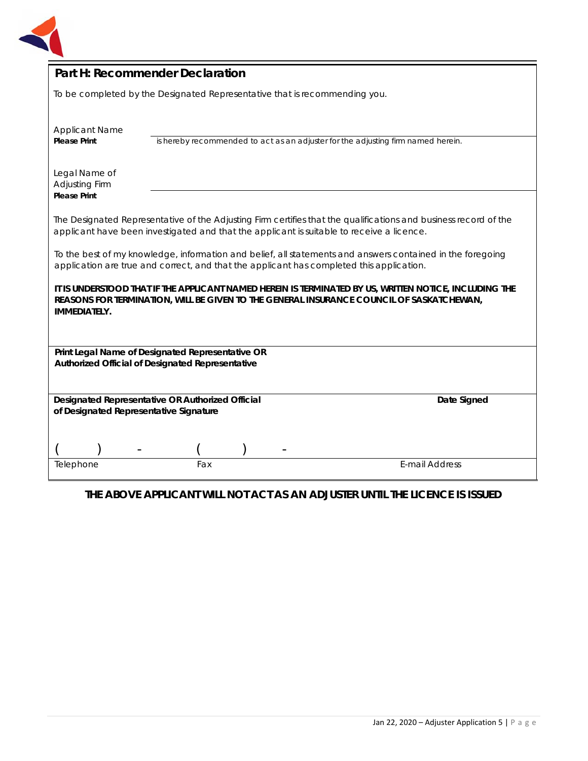## Part H: Recommender Declaration

To be completed by the Designated Representative that is recommending you.

Applicant Name
**Please Print** _______________________________________________

is hereby recommended to act as an adjuster for the adjusting firm named herein.

Legal Name of Adjusting Firm
**Please Print** _______________________________________________

The Designated Representative of the Adjusting Firm certifies that the qualifications and business record of the applicant have been investigated and that the applicant is suitable to receive a licence.

To the best of my knowledge, information and belief, all statements and answers contained in the foregoing application are true and correct, and that the applicant has completed this application.

**IT IS UNDERSTOOD THAT IF THE APPLICANT NAMED HEREIN IS TERMINATED BY US, WRITTEN NOTICE, INCLUDING THE REASONS FOR TERMINATION, WILL BE GIVEN TO THE GENERAL INSURANCE COUNCIL OF SASKATCHEWAN, IMMEDIATELY.**

_______________________________________________

**Print Legal Name of Designated Representative OR Authorized Official of Designated Representative**

_______________________________________________

**Designated Representative OR Authorized Official of Designated Representative Signature** | **Date Signed**

( ) - | ( ) - |
--- | --- | ---
Telephone | Fax | E-mail Address

**THE ABOVE APPLICANT WILL NOT ACT AS AN ADJUSTER UNTIL THE LICENCE IS ISSUED**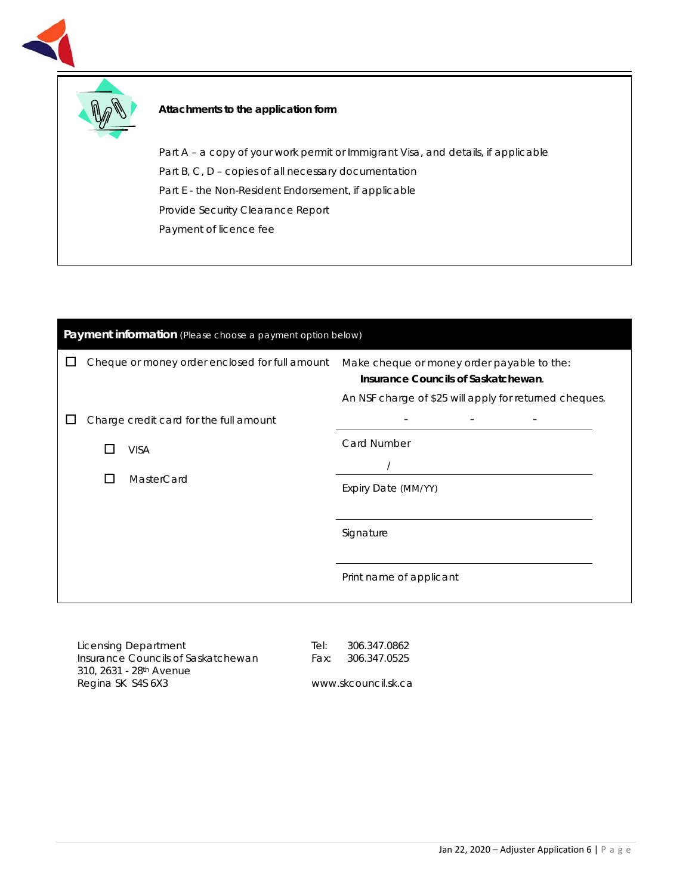**Attachments to the application form**

Part A – a copy of your work permit or Immigrant Visa, and details, if applicable
Part B, C, D – copies of all necessary documentation
Part E - the Non-Resident Endorsement, if applicable
Provide Security Clearance Report
Payment of licence fee

**Payment information** (Please choose a payment option below)

☐ Cheque or money order enclosed for full amount

Make cheque or money order payable to the:
**Insurance Councils of Saskatchewan**.

An NSF charge of $25 will apply for returned cheques.

☐ Charge credit card for the full amount

- ☐ VISA
- ☐ MasterCard

\_\_\_\_\_ - \_\_\_\_\_ - \_\_\_\_\_ - \_\_\_\_\_
Card Number

\_\_\_\_\_ / \_\_\_\_\_
Expiry Date (MM/YY)

\_\_\_\_\_\_\_\_\_\_\_\_\_\_\_\_\_\_\_\_
Signature

\_\_\_\_\_\_\_\_\_\_\_\_\_\_\_\_\_\_\_\_
Print name of applicant

Licensing Department
Insurance Councils of Saskatchewan
310, 2631 - 28th Avenue
Regina SK S4S 6X3

Tel: 306.347.0862
Fax: 306.347.0525

www.skcouncil.sk.ca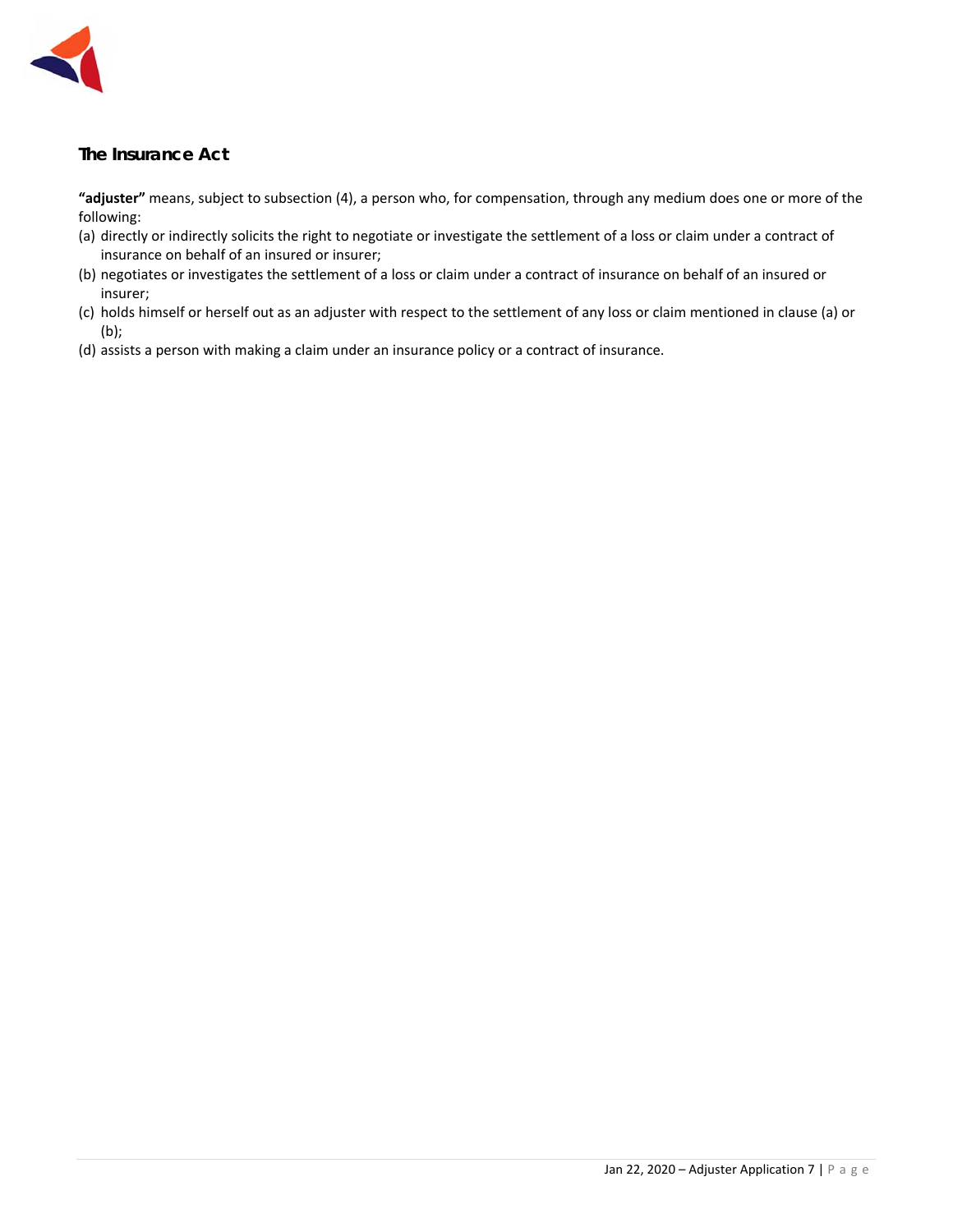## The Insurance Act

**"adjuster"** means, subject to subsection (4), a person who, for compensation, through any medium does one or more of the following:

(a) directly or indirectly solicits the right to negotiate or investigate the settlement of a loss or claim under a contract of insurance on behalf of an insured or insurer;

(b) negotiates or investigates the settlement of a loss or claim under a contract of insurance on behalf of an insured or insurer;

(c) holds himself or herself out as an adjuster with respect to the settlement of any loss or claim mentioned in clause (a) or (b);

(d) assists a person with making a claim under an insurance policy or a contract of insurance.